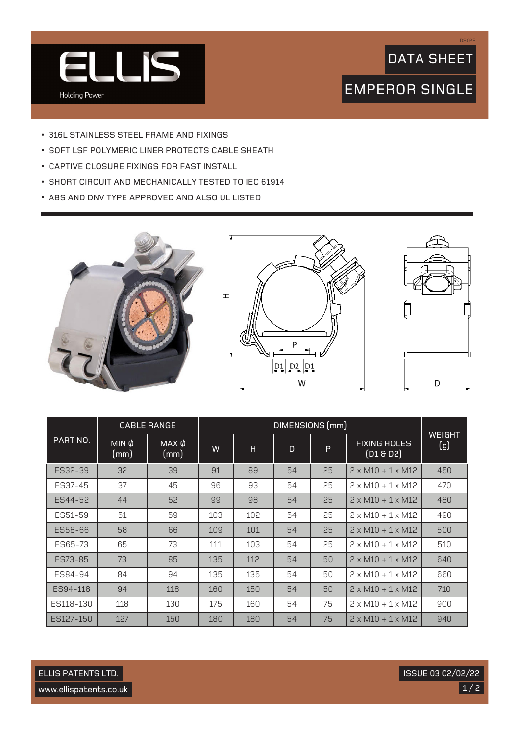# ELLIS

Holding Power

DS02E

## DATA SHEET

## EMPEROR SINGLE

- 316L STAINLESS STEEL FRAME AND FIXINGS
- SOFT LSF POLYMERIC LINER PROTECTS CABLE SHEATH
- CAPTIVE CLOSURE FIXINGS FOR FAST INSTALL
- SHORT CIRCUIT AND MECHANICALLY TESTED TO IEC 61914
- ABS AND DNV TYPE APPROVED AND ALSO UL LISTED

| PART NO. | CABLE RANGE | | DIMENSIONS (mm) | | | | | WEIGHT (g) |
|---|---|---|---|---|---|---|---|---|
| | MIN Ø (mm) | MAX Ø (mm) | W | H | D | P | FIXING HOLES (D1 & D2) | |
| ES32-39 | 32 | 39 | 91 | 89 | 54 | 25 | 2 x M10 + 1 x M12 | 450 |
| ES37-45 | 37 | 45 | 96 | 93 | 54 | 25 | 2 x M10 + 1 x M12 | 470 |
| ES44-52 | 44 | 52 | 99 | 98 | 54 | 25 | 2 x M10 + 1 x M12 | 480 |
| ES51-59 | 51 | 59 | 103 | 102 | 54 | 25 | 2 x M10 + 1 x M12 | 490 |
| ES58-66 | 58 | 66 | 109 | 101 | 54 | 25 | 2 x M10 + 1 x M12 | 500 |
| ES65-73 | 65 | 73 | 111 | 103 | 54 | 25 | 2 x M10 + 1 x M12 | 510 |
| ES73-85 | 73 | 85 | 135 | 112 | 54 | 50 | 2 x M10 + 1 x M12 | 640 |
| ES84-94 | 84 | 94 | 135 | 135 | 54 | 50 | 2 x M10 + 1 x M12 | 660 |
| ES94-118 | 94 | 118 | 160 | 150 | 54 | 50 | 2 x M10 + 1 x M12 | 710 |
| ES118-130 | 118 | 130 | 175 | 160 | 54 | 75 | 2 x M10 + 1 x M12 | 900 |
| ES127-150 | 127 | 150 | 180 | 180 | 54 | 75 | 2 x M10 + 1 x M12 | 940 |

ELLIS PATENTS LTD.

www.ellispatents.co.uk

ISSUE 03 02/02/22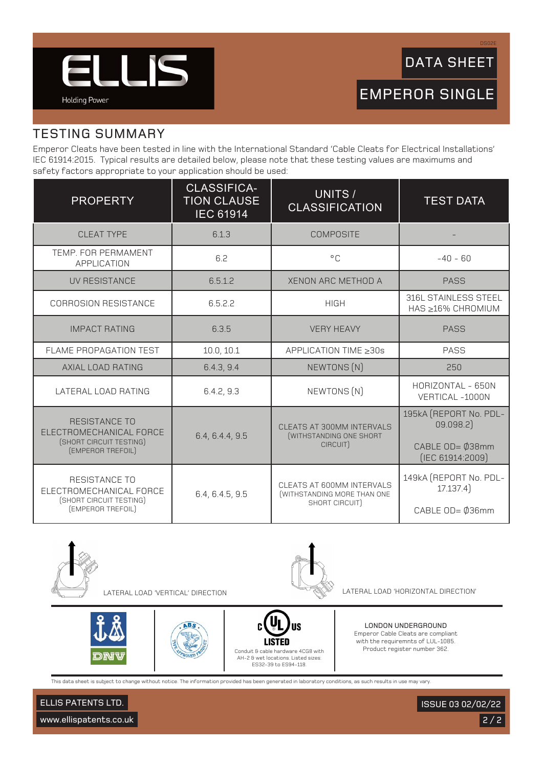ELLIS

Holding Power

DS02E

DATA SHEET

EMPEROR SINGLE

## TESTING SUMMARY

Emperor Cleats have been tested in line with the International Standard 'Cable Cleats for Electrical Installations' IEC 61914:2015. Typical results are detailed below, please note that these testing values are maximums and safety factors appropriate to your application should be used:

| PROPERTY | CLASSIFICATION CLAUSE IEC 61914 | UNITS / CLASSIFICATION | TEST DATA |
|---|---|---|---|
| CLEAT TYPE | 6.1.3 | COMPOSITE | - |
| TEMP. FOR PERMAMENT APPLICATION | 6.2 | °C | -40 - 60 |
| UV RESISTANCE | 6.5.1.2 | XENON ARC METHOD A | PASS |
| CORROSION RESISTANCE | 6.5.2.2 | HIGH | 316L STAINLESS STEEL HAS ≥16% CHROMIUM |
| IMPACT RATING | 6.3.5 | VERY HEAVY | PASS |
| FLAME PROPAGATION TEST | 10.0, 10.1 | APPLICATION TIME ≥30s | PASS |
| AXIAL LOAD RATING | 6.4.3, 9.4 | NEWTONS (N) | 250 |
| LATERAL LOAD RATING | 6.4.2, 9.3 | NEWTONS (N) | HORIZONTAL - 650N VERTICAL -1000N |
| RESISTANCE TO ELECTROMECHANICAL FORCE (SHORT CIRCUIT TESTING) (EMPEROR TREFOIL) | 6.4, 6.4.4, 9.5 | CLEATS AT 300MM INTERVALS (WITHSTANDING ONE SHORT CIRCUIT) | 195kA (REPORT No. PDL-09.098.2) CABLE OD= ∅38mm (IEC 61914:2009) |
| RESISTANCE TO ELECTROMECHANICAL FORCE (SHORT CIRCUIT TESTING) (EMPEROR TREFOIL) | 6.4, 6.4.5, 9.5 | CLEATS AT 600MM INTERVALS (WITHSTANDING MORE THAN ONE SHORT CIRCUIT) | 149kA (REPORT No. PDL-17.137.4) CABLE OD= ∅36mm |

LATERAL LOAD 'VERTICAL' DIRECTION

LATERAL LOAD 'HORIZONTAL DIRECTION'

DNV

ABS TYPE APPROVED PRODUCT

c UL us LISTED

Conduit & cable hardware 4CG8 with AH-2 & wet locations. Listed sizes: ES32-39 to ES94-118.

LONDON UNDERGROUND

Emperor Cable Cleats are compliant with the requiremnts of LUL-1085. Product register number 362.

This data sheet is subject to change without notice. The information provided has been generated in laboratory conditions, as such results in use may vary.

ELLIS PATENTS LTD.

www.ellispatents.co.uk

ISSUE 03 02/02/22